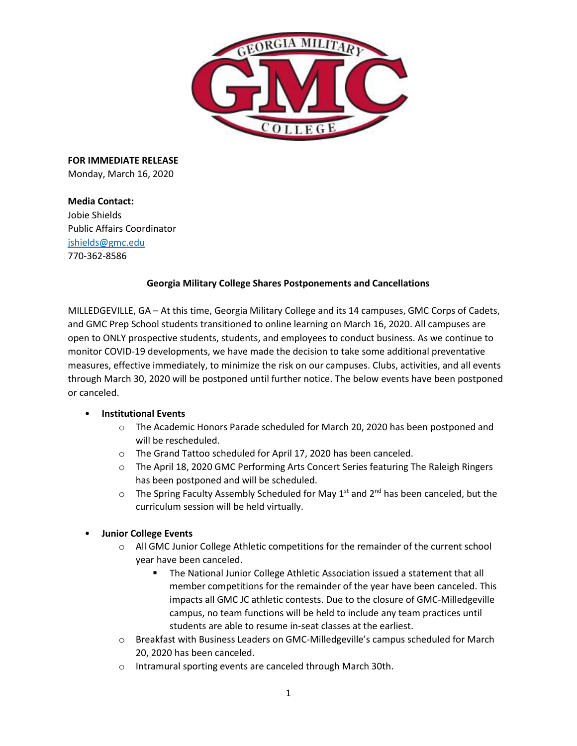**FOR IMMEDIATE RELEASE**
Monday, March 16, 2020

**Media Contact:**
Jobie Shields
Public Affairs Coordinator
jshields@gmc.edu
770-362-8586

**Georgia Military College Shares Postponements and Cancellations**

MILLEDGEVILLE, GA – At this time, Georgia Military College and its 14 campuses, GMC Corps of Cadets, and GMC Prep School students transitioned to online learning on March 16, 2020. All campuses are open to ONLY prospective students, students, and employees to conduct business. As we continue to monitor COVID-19 developments, we have made the decision to take some additional preventative measures, effective immediately, to minimize the risk on our campuses. Clubs, activities, and all events through March 30, 2020 will be postponed until further notice. The below events have been postponed or canceled.

- **Institutional Events**
  - The Academic Honors Parade scheduled for March 20, 2020 has been postponed and will be rescheduled.
  - The Grand Tattoo scheduled for April 17, 2020 has been canceled.
  - The April 18, 2020 GMC Performing Arts Concert Series featuring The Raleigh Ringers has been postponed and will be scheduled.
  - The Spring Faculty Assembly Scheduled for May 1st and 2nd has been canceled, but the curriculum session will be held virtually.

- **Junior College Events**
  - All GMC Junior College Athletic competitions for the remainder of the current school year have been canceled.
    - The National Junior College Athletic Association issued a statement that all member competitions for the remainder of the year have been canceled. This impacts all GMC JC athletic contests. Due to the closure of GMC-Milledgeville campus, no team functions will be held to include any team practices until students are able to resume in-seat classes at the earliest.
  - Breakfast with Business Leaders on GMC-Milledgeville's campus scheduled for March 20, 2020 has been canceled.
  - Intramural sporting events are canceled through March 30th.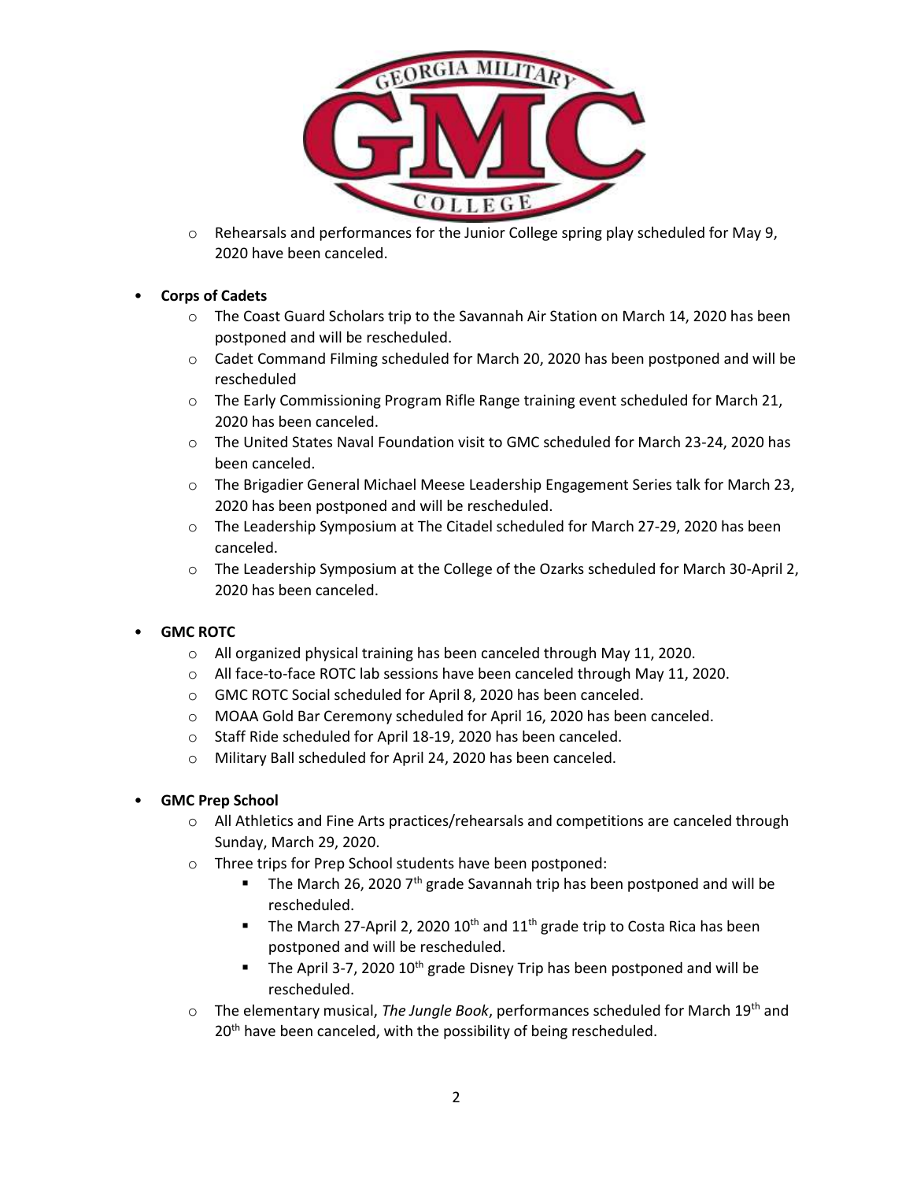- Rehearsals and performances for the Junior College spring play scheduled for May 9, 2020 have been canceled.

- **Corps of Cadets**
  - The Coast Guard Scholars trip to the Savannah Air Station on March 14, 2020 has been postponed and will be rescheduled.
  - Cadet Command Filming scheduled for March 20, 2020 has been postponed and will be rescheduled
  - The Early Commissioning Program Rifle Range training event scheduled for March 21, 2020 has been canceled.
  - The United States Naval Foundation visit to GMC scheduled for March 23-24, 2020 has been canceled.
  - The Brigadier General Michael Meese Leadership Engagement Series talk for March 23, 2020 has been postponed and will be rescheduled.
  - The Leadership Symposium at The Citadel scheduled for March 27-29, 2020 has been canceled.
  - The Leadership Symposium at the College of the Ozarks scheduled for March 30-April 2, 2020 has been canceled.

- **GMC ROTC**
  - All organized physical training has been canceled through May 11, 2020.
  - All face-to-face ROTC lab sessions have been canceled through May 11, 2020.
  - GMC ROTC Social scheduled for April 8, 2020 has been canceled.
  - MOAA Gold Bar Ceremony scheduled for April 16, 2020 has been canceled.
  - Staff Ride scheduled for April 18-19, 2020 has been canceled.
  - Military Ball scheduled for April 24, 2020 has been canceled.

- **GMC Prep School**
  - All Athletics and Fine Arts practices/rehearsals and competitions are canceled through Sunday, March 29, 2020.
  - Three trips for Prep School students have been postponed:
    - The March 26, 2020 7th grade Savannah trip has been postponed and will be rescheduled.
    - The March 27-April 2, 2020 10th and 11th grade trip to Costa Rica has been postponed and will be rescheduled.
    - The April 3-7, 2020 10th grade Disney Trip has been postponed and will be rescheduled.
  - The elementary musical, *The Jungle Book*, performances scheduled for March 19th and 20th have been canceled, with the possibility of being rescheduled.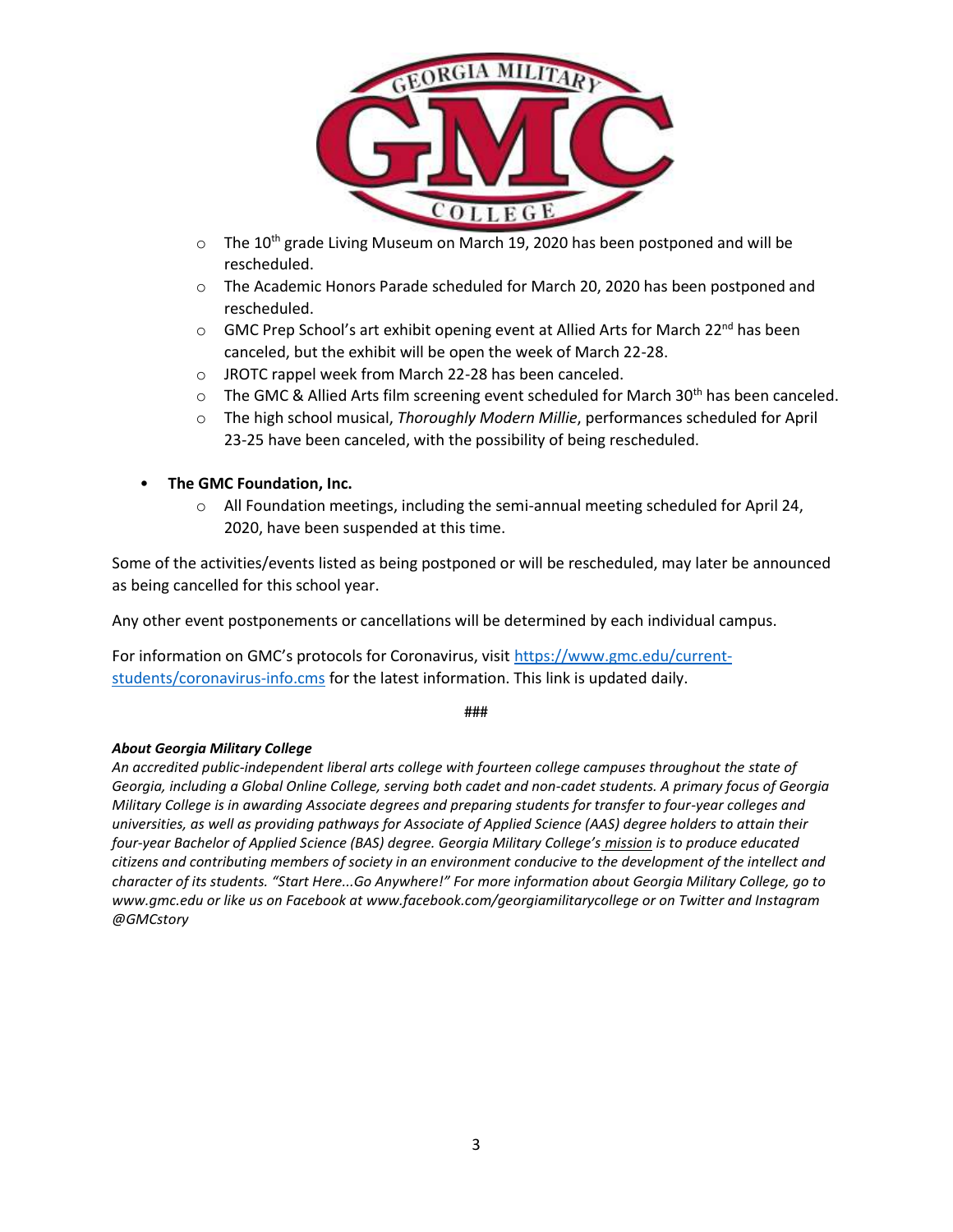- The 10th grade Living Museum on March 19, 2020 has been postponed and will be rescheduled.
- The Academic Honors Parade scheduled for March 20, 2020 has been postponed and rescheduled.
- GMC Prep School's art exhibit opening event at Allied Arts for March 22nd has been canceled, but the exhibit will be open the week of March 22-28.
- JROTC rappel week from March 22-28 has been canceled.
- The GMC & Allied Arts film screening event scheduled for March 30th has been canceled.
- The high school musical, *Thoroughly Modern Millie*, performances scheduled for April 23-25 have been canceled, with the possibility of being rescheduled.

- **The GMC Foundation, Inc.**
  - All Foundation meetings, including the semi-annual meeting scheduled for April 24, 2020, have been suspended at this time.

Some of the activities/events listed as being postponed or will be rescheduled, may later be announced as being cancelled for this school year.

Any other event postponements or cancellations will be determined by each individual campus.

For information on GMC's protocols for Coronavirus, visit https://www.gmc.edu/current-students/coronavirus-info.cms for the latest information. This link is updated daily.

###

***About Georgia Military College***

*An accredited public-independent liberal arts college with fourteen college campuses throughout the state of Georgia, including a Global Online College, serving both cadet and non-cadet students. A primary focus of Georgia Military College is in awarding Associate degrees and preparing students for transfer to four-year colleges and universities, as well as providing pathways for Associate of Applied Science (AAS) degree holders to attain their four-year Bachelor of Applied Science (BAS) degree. Georgia Military College's mission is to produce educated citizens and contributing members of society in an environment conducive to the development of the intellect and character of its students. "Start Here...Go Anywhere!" For more information about Georgia Military College, go to www.gmc.edu or like us on Facebook at www.facebook.com/georgiamilitarycollege or on Twitter and Instagram @GMCstory*